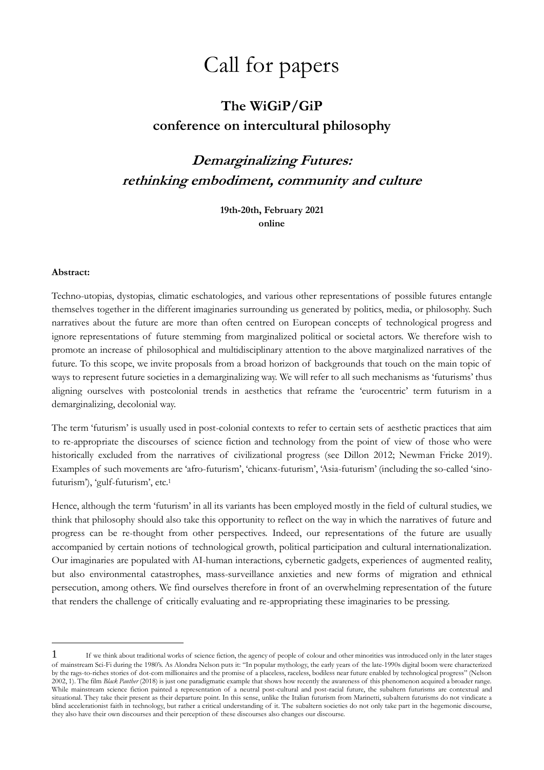# Call for papers

## The WiGiP/GiP conference on intercultural philosophy

## *Demarginalizing Futures: rethinking embodiment, community and culture*

**19th-20th, February 2021**
**online**

**Abstract:**

Techno-utopias, dystopias, climatic eschatologies, and various other representations of possible futures entangle themselves together in the different imaginaries surrounding us generated by politics, media, or philosophy. Such narratives about the future are more than often centred on European concepts of technological progress and ignore representations of future stemming from marginalized political or societal actors. We therefore wish to promote an increase of philosophical and multidisciplinary attention to the above marginalized narratives of the future. To this scope, we invite proposals from a broad horizon of backgrounds that touch on the main topic of ways to represent future societies in a demarginalizing way. We will refer to all such mechanisms as 'futurisms' thus aligning ourselves with postcolonial trends in aesthetics that reframe the 'eurocentric' term futurism in a demarginalizing, decolonial way.

The term 'futurism' is usually used in post-colonial contexts to refer to certain sets of aesthetic practices that aim to re-appropriate the discourses of science fiction and technology from the point of view of those who were historically excluded from the narratives of civilizational progress (see Dillon 2012; Newman Fricke 2019). Examples of such movements are 'afro-futurism', 'chicanx-futurism', 'Asia-futurism' (including the so-called 'sino-futurism'), 'gulf-futurism', etc.[1]

Hence, although the term 'futurism' in all its variants has been employed mostly in the field of cultural studies, we think that philosophy should also take this opportunity to reflect on the way in which the narratives of future and progress can be re-thought from other perspectives. Indeed, our representations of the future are usually accompanied by certain notions of technological growth, political participation and cultural internationalization. Our imaginaries are populated with AI-human interactions, cybernetic gadgets, experiences of augmented reality, but also environmental catastrophes, mass-surveillance anxieties and new forms of migration and ethnical persecution, among others. We find ourselves therefore in front of an overwhelming representation of the future that renders the challenge of critically evaluating and re-appropriating these imaginaries to be pressing.

---

[1] If we think about traditional works of science fiction, the agency of people of colour and other minorities was introduced only in the later stages of mainstream Sci-Fi during the 1980's. As Alondra Nelson puts it: "In popular mythology, the early years of the late-1990s digital boom were characterized by the rags-to-riches stories of dot-com millionaires and the promise of a placeless, raceless, bodiless near future enabled by technological progress" (Nelson 2002, 1). The film *Black Panther* (2018) is just one paradigmatic example that shows how recently the awareness of this phenomenon acquired a broader range. While mainstream science fiction painted a representation of a neutral post-cultural and post-racial future, the subaltern futurisms are contextual and situational. They take their present as their departure point. In this sense, unlike the Italian futurism from Marinetti, subaltern futurisms do not vindicate a blind accelerationist faith in technology, but rather a critical understanding of it. The subaltern societies do not only take part in the hegemonic discourse, they also have their own discourses and their perception of these discourses also changes our discourse.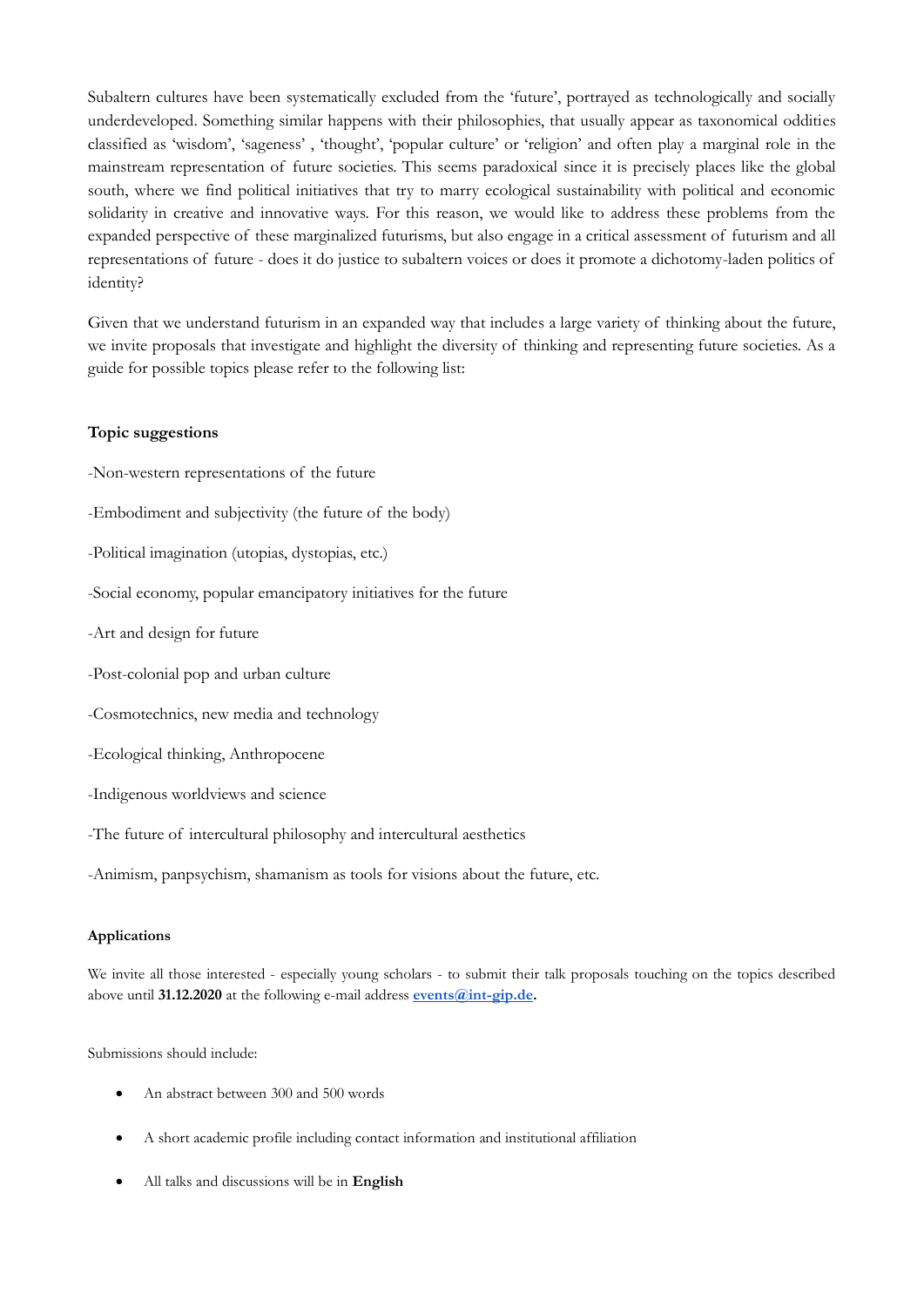Subaltern cultures have been systematically excluded from the 'future', portrayed as technologically and socially underdeveloped. Something similar happens with their philosophies, that usually appear as taxonomical oddities classified as 'wisdom', 'sageness' , 'thought', 'popular culture' or 'religion' and often play a marginal role in the mainstream representation of future societies. This seems paradoxical since it is precisely places like the global south, where we find political initiatives that try to marry ecological sustainability with political and economic solidarity in creative and innovative ways. For this reason, we would like to address these problems from the expanded perspective of these marginalized futurisms, but also engage in a critical assessment of futurism and all representations of future - does it do justice to subaltern voices or does it promote a dichotomy-laden politics of identity?

Given that we understand futurism in an expanded way that includes a large variety of thinking about the future, we invite proposals that investigate and highlight the diversity of thinking and representing future societies. As a guide for possible topics please refer to the following list:

**Topic suggestions**

-Non-western representations of the future

-Embodiment and subjectivity (the future of the body)

-Political imagination (utopias, dystopias, etc.)

-Social economy, popular emancipatory initiatives for the future

-Art and design for future

-Post-colonial pop and urban culture

-Cosmotechnics, new media and technology

-Ecological thinking, Anthropocene

-Indigenous worldviews and science

-The future of intercultural philosophy and intercultural aesthetics

-Animism, panpsychism, shamanism as tools for visions about the future, etc.

**Applications**

We invite all those interested - especially young scholars - to submit their talk proposals touching on the topics described above until **31.12.2020** at the following e-mail address **events@int-gip.de.**

Submissions should include:

- An abstract between 300 and 500 words
- A short academic profile including contact information and institutional affiliation
- All talks and discussions will be in **English**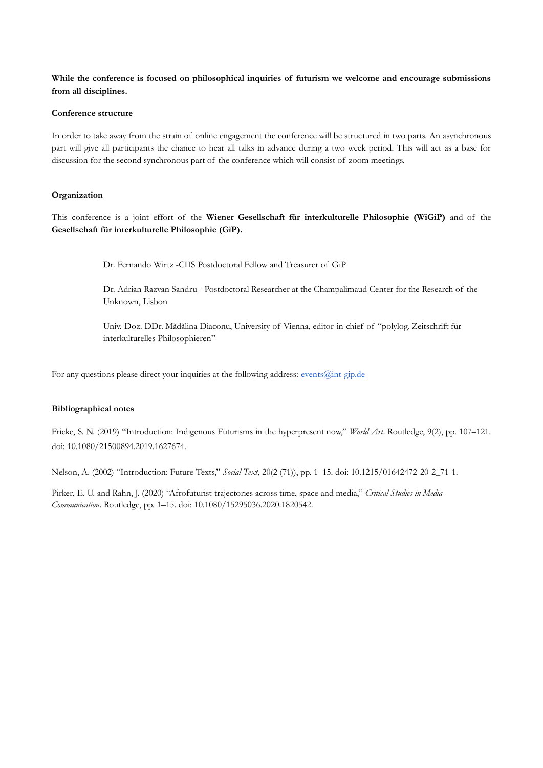**While the conference is focused on philosophical inquiries of futurism we welcome and encourage submissions from all disciplines.**

**Conference structure**

In order to take away from the strain of online engagement the conference will be structured in two parts. An asynchronous part will give all participants the chance to hear all talks in advance during a two week period. This will act as a base for discussion for the second synchronous part of the conference which will consist of zoom meetings.

**Organization**

This conference is a joint effort of the **Wiener Gesellschaft für interkulturelle Philosophie (WiGiP)** and of the **Gesellschaft für interkulturelle Philosophie (GiP).**

> Dr. Fernando Wirtz -CIIS Postdoctoral Fellow and Treasurer of GiP
>
> Dr. Adrian Razvan Sandru - Postdoctoral Researcher at the Champalimaud Center for the Research of the Unknown, Lisbon
>
> Univ.-Doz. DDr. Mădălina Diaconu, University of Vienna, editor-in-chief of "polylog. Zeitschrift für interkulturelles Philosophieren"

For any questions please direct your inquiries at the following address: [events@int-gip.de](mailto:events@int-gip.de)

**Bibliographical notes**

Fricke, S. N. (2019) "Introduction: Indigenous Futurisms in the hyperpresent now," *World Art*. Routledge, 9(2), pp. 107–121. doi: 10.1080/21500894.2019.1627674.

Nelson, A. (2002) "Introduction: Future Texts," *Social Text*, 20(2 (71)), pp. 1–15. doi: 10.1215/01642472-20-2_71-1.

Pirker, E. U. and Rahn, J. (2020) "Afrofuturist trajectories across time, space and media," *Critical Studies in Media Communication*. Routledge, pp. 1–15. doi: 10.1080/15295036.2020.1820542.